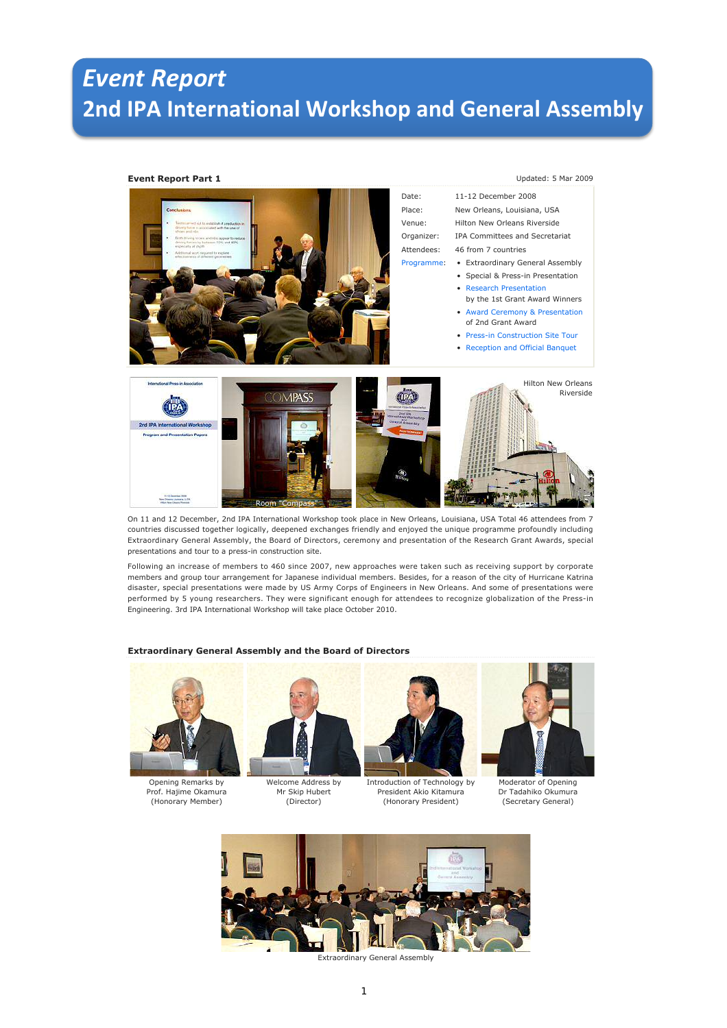# *Event Report*

# 2nd IPA International Workshop and General Assembly

**Event Report Part 1**

Updated: 5 Mar 2009

| | |
|---|---|
| Date: | 11-12 December 2008 |
| Place: | New Orleans, Louisiana, USA |
| Venue: | Hilton New Orleans Riverside |
| Organizer: | IPA Committees and Secretariat |
| Attendees: | 46 from 7 countries |
| Programme: | • Extraordinary General Assembly<br>• Special & Press-in Presentation<br>• Research Presentation by the 1st Grant Award Winners<br>• Award Ceremony & Presentation of 2nd Grant Award<br>• Press-in Construction Site Tour<br>• Reception and Official Banquet |

Room "Compass"

Hilton New Orleans Riverside

On 11 and 12 December, 2nd IPA International Workshop took place in New Orleans, Louisiana, USA Total 46 attendees from 7 countries discussed together logically, deepened exchanges friendly and enjoyed the unique programme profoundly including Extraordinary General Assembly, the Board of Directors, ceremony and presentation of the Research Grant Awards, special presentations and tour to a press-in construction site.

Following an increase of members to 460 since 2007, new approaches were taken such as receiving support by corporate members and group tour arrangement for Japanese individual members. Besides, for a reason of the city of Hurricane Katrina disaster, special presentations were made by US Army Corps of Engineers in New Orleans. And some of presentations were performed by 5 young researchers. They were significant enough for attendees to recognize globalization of the Press-in Engineering. 3rd IPA International Workshop will take place October 2010.

**Extraordinary General Assembly and the Board of Directors**

Opening Remarks by Prof. Hajime Okamura (Honorary Member)

Welcome Address by Mr Skip Hubert (Director)

Introduction of Technology by President Akio Kitamura (Honorary President)

Moderator of Opening Dr Tadahiko Okumura (Secretary General)

Extraordinary General Assembly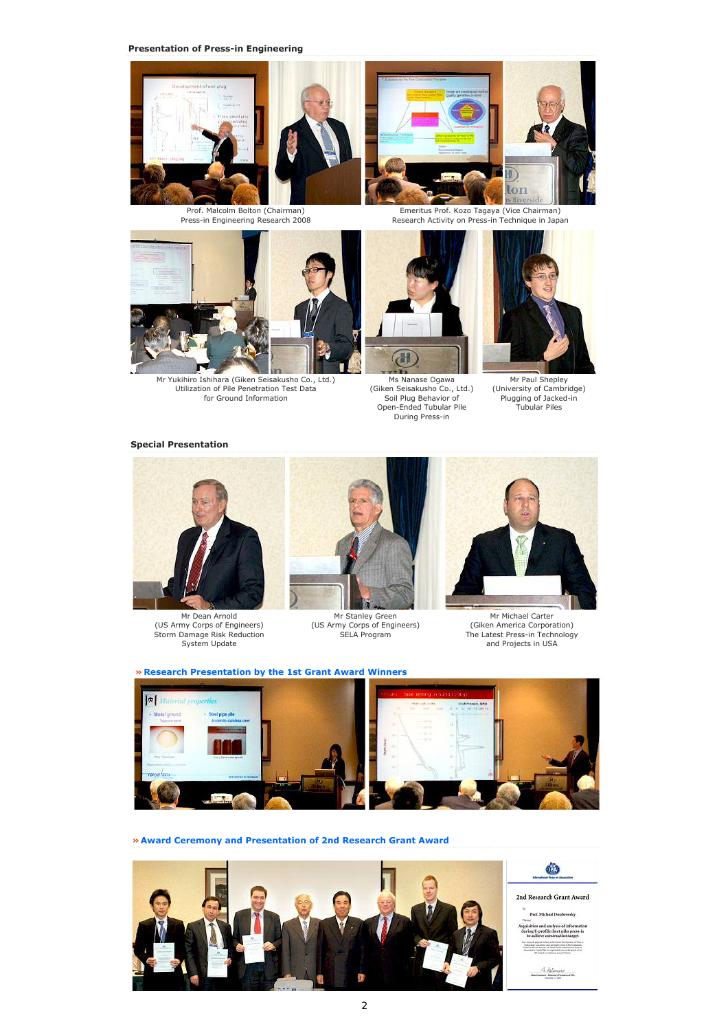**Presentation of Press-in Engineering**

Prof. Malcolm Bolton (Chairman)
Press-in Engineering Research 2008

Emeritus Prof. Kozo Tagaya (Vice Chairman)
Research Activity on Press-in Technique in Japan

Mr Yukihiro Ishihara (Giken Seisakusho Co., Ltd.)
Utilization of Pile Penetration Test Data for Ground Information

Ms Nanase Ogawa
(Giken Seisakusho Co., Ltd.)
Soil Plug Behavior of Open-Ended Tubular Pile During Press-in

Mr Paul Shepley
(University of Cambridge)
Plugging of Jacked-in Tubular Piles

**Special Presentation**

Mr Dean Arnold
(US Army Corps of Engineers)
Storm Damage Risk Reduction System Update

Mr Stanley Green
(US Army Corps of Engineers)
SELA Program

Mr Michael Carter
(Giken America Corporation)
The Latest Press-in Technology and Projects in USA

**» Research Presentation by the 1st Grant Award Winners**

**» Award Ceremony and Presentation of 2nd Research Grant Award**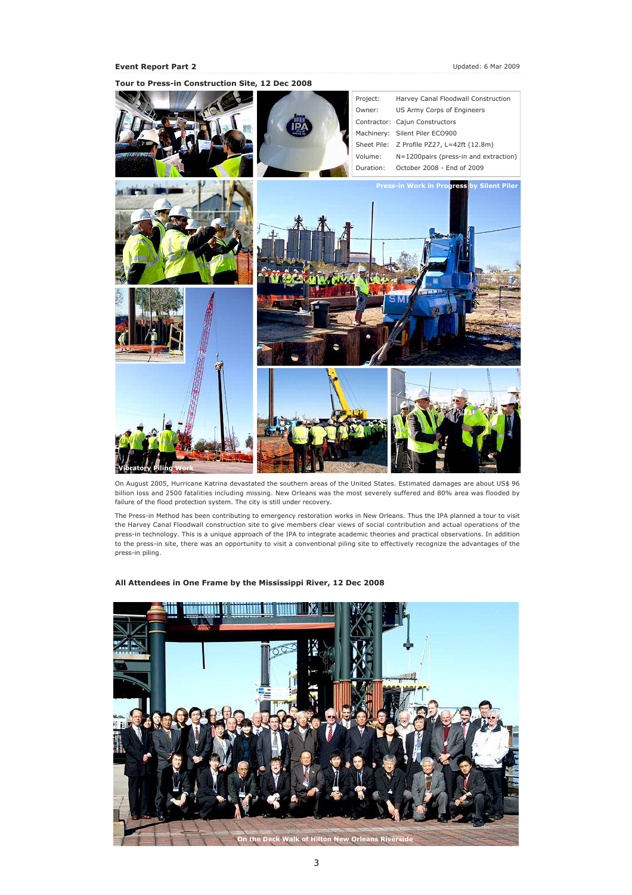**Event Report Part 2**

Updated: 6 Mar 2009

### Tour to Press-in Construction Site, 12 Dec 2008

| | |
|---|---|
| Project: | Harvey Canal Floodwall Construction |
| Owner: | US Army Corps of Engineers |
| Contractor: | Cajun Constructors |
| Machinery: | Silent Piler ECO900 |
| Sheet Pile: | Z Profile PZ27, L=42ft (12.8m) |
| Volume: | N=1200pairs (press-in and extraction) |
| Duration: | October 2008 - End of 2009 |

Press-in Work in Progress by Silent Piler

Vibratory Piling Work

On August 2005, Hurricane Katrina devastated the southern areas of the United States. Estimated damages are about US$ 96 billion loss and 2500 fatalities including missing. New Orleans was the most severely suffered and 80% area was flooded by failure of the flood protection system. The city is still under recovery.

The Press-in Method has been contributing to emergency restoration works in New Orleans. Thus the IPA planned a tour to visit the Harvey Canal Floodwall construction site to give members clear views of social contribution and actual operations of the press-in technology. This is a unique approach of the IPA to integrate academic theories and practical observations. In addition to the press-in site, there was an opportunity to visit a conventional piling site to effectively recognize the advantages of the press-in piling.

### All Attendees in One Frame by the Mississippi River, 12 Dec 2008

On the Deck Walk of Hilton New Orleans Riverside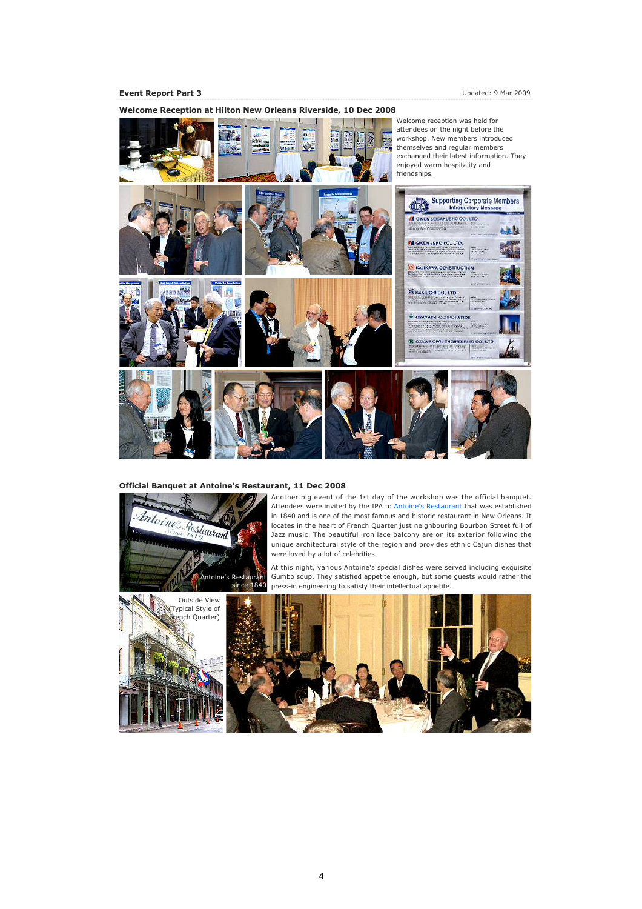**Event Report Part 3**

Updated: 9 Mar 2009

### Welcome Reception at Hilton New Orleans Riverside, 10 Dec 2008

Welcome reception was held for attendees on the night before the workshop. New members introduced themselves and regular members exchanged their latest information. They enjoyed warm hospitality and friendships.

### Official Banquet at Antoine's Restaurant, 11 Dec 2008

Another big event of the 1st day of the workshop was the official banquet. Attendees were invited by the IPA to Antoine's Restaurant that was established in 1840 and is one of the most famous and historic restaurant in New Orleans. It locates in the heart of French Quarter just neighbouring Bourbon Street full of Jazz music. The beautiful iron lace balcony are on its exterior following the unique architectural style of the region and provides ethnic Cajun dishes that were loved by a lot of celebrities.

At this night, various Antoine's special dishes were served including exquisite Gumbo soup. They satisfied appetite enough, but some guests would rather the press-in engineering to satisfy their intellectual appetite.

Antoine's Restaurant since 1840

Outside View (Typical Style of French Quarter)